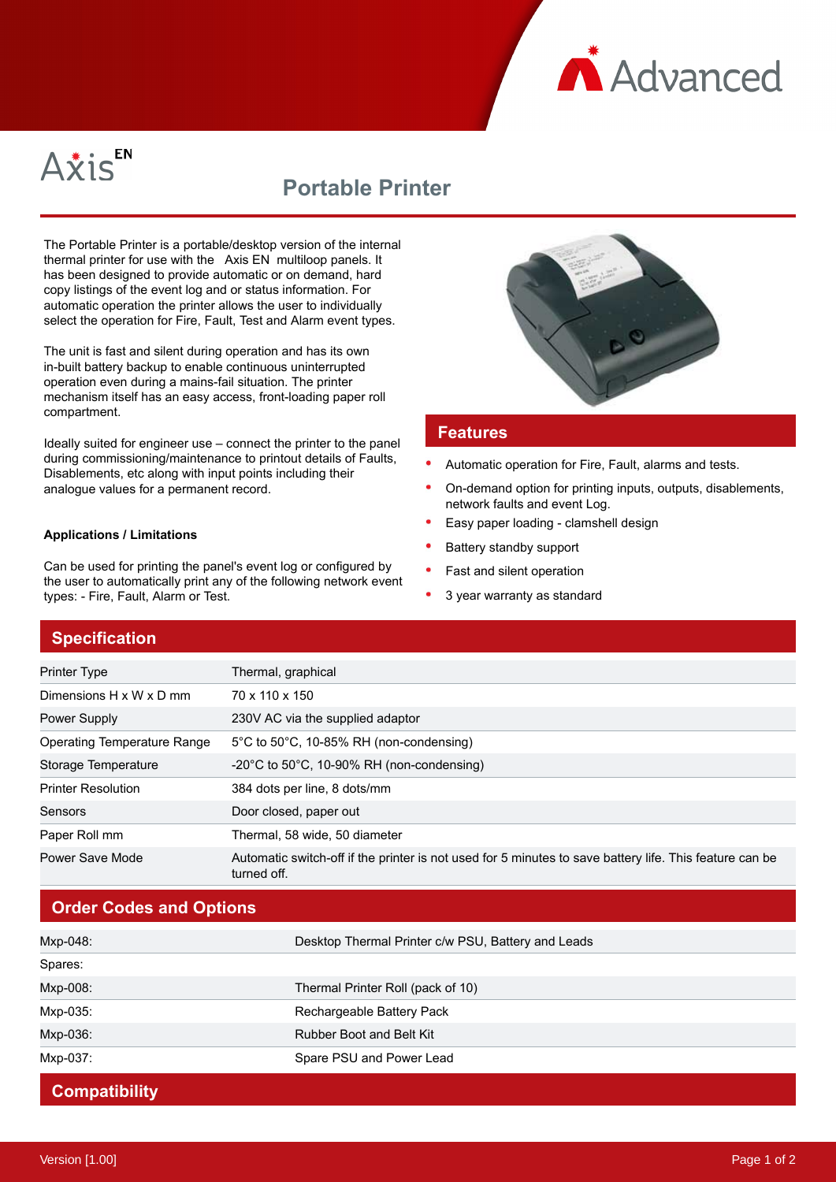Advanced

Axis EN

# Portable Printer

The Portable Printer is a portable/desktop version of the internal thermal printer for use with the Axis EN multiloop panels. It has been designed to provide automatic or on demand, hard copy listings of the event log and or status information. For automatic operation the printer allows the user to individually select the operation for Fire, Fault, Test and Alarm event types.

The unit is fast and silent during operation and has its own in-built battery backup to enable continuous uninterrupted operation even during a mains-fail situation. The printer mechanism itself has an easy access, front-loading paper roll compartment.

Ideally suited for engineer use – connect the printer to the panel during commissioning/maintenance to printout details of Faults, Disablements, etc along with input points including their analogue values for a permanent record.

**Applications / Limitations**

Can be used for printing the panel's event log or configured by the user to automatically print any of the following network event types: - Fire, Fault, Alarm or Test.

## Features

- Automatic operation for Fire, Fault, alarms and tests.
- On-demand option for printing inputs, outputs, disablements, network faults and event Log.
- Easy paper loading - clamshell design
- Battery standby support
- Fast and silent operation
- 3 year warranty as standard

## Specification

| | |
|---|---|
| Printer Type | Thermal, graphical |
| Dimensions H x W x D mm | 70 x 110 x 150 |
| Power Supply | 230V AC via the supplied adaptor |
| Operating Temperature Range | 5°C to 50°C, 10-85% RH (non-condensing) |
| Storage Temperature | -20°C to 50°C, 10-90% RH (non-condensing) |
| Printer Resolution | 384 dots per line, 8 dots/mm |
| Sensors | Door closed, paper out |
| Paper Roll mm | Thermal, 58 wide, 50 diameter |
| Power Save Mode | Automatic switch-off if the printer is not used for 5 minutes to save battery life. This feature can be turned off. |

## Order Codes and Options

| | |
|---|---|
| Mxp-048: | Desktop Thermal Printer c/w PSU, Battery and Leads |
| Spares: | |
| Mxp-008: | Thermal Printer Roll (pack of 10) |
| Mxp-035: | Rechargeable Battery Pack |
| Mxp-036: | Rubber Boot and Belt Kit |
| Mxp-037: | Spare PSU and Power Lead |

## Compatibility

Version [1.00]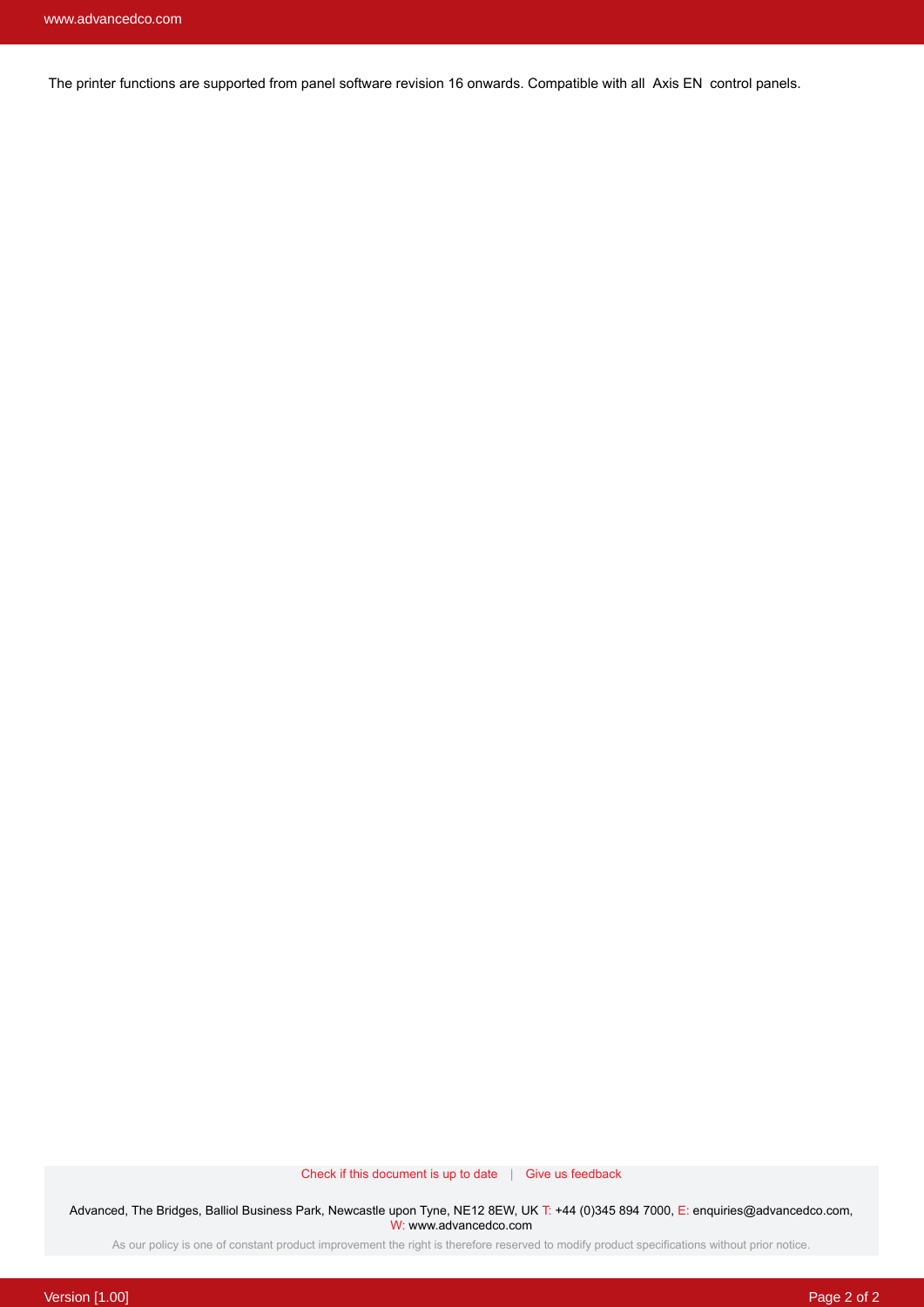The printer functions are supported from panel software revision 16 onwards. Compatible with all  Axis EN  control panels.

Check if this document is up to date | Give us feedback

Advanced, The Bridges, Balliol Business Park, Newcastle upon Tyne, NE12 8EW, UK T: +44 (0)345 894 7000, E: enquiries@advancedco.com, W: www.advancedco.com

As our policy is one of constant product improvement the right is therefore reserved to modify product specifications without prior notice.